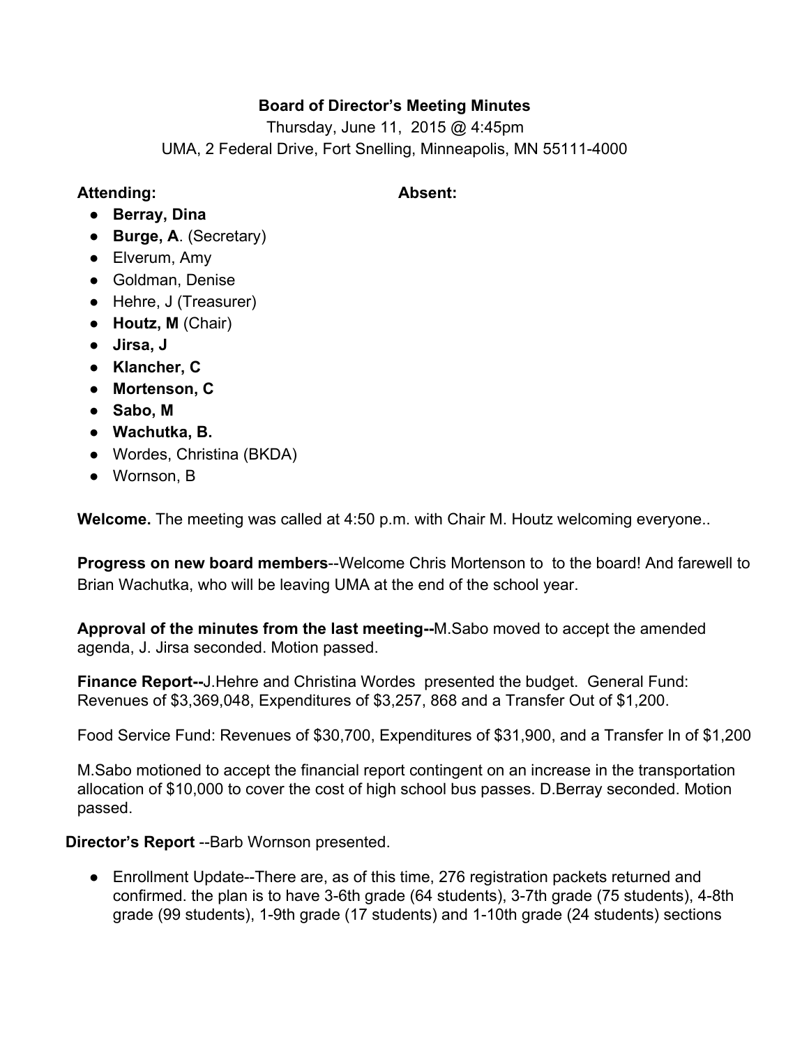**Board of Director's Meeting Minutes**

Thursday, June 11, 2015 @ 4:45pm

UMA, 2 Federal Drive, Fort Snelling, Minneapolis, MN 55111-4000

**Attending:** **Absent:**

- **Berray, Dina**
- **Burge, A**. (Secretary)
- Elverum, Amy
- Goldman, Denise
- Hehre, J (Treasurer)
- **Houtz, M** (Chair)
- **Jirsa, J**
- **Klancher, C**
- **Mortenson, C**
- **Sabo, M**
- **Wachutka, B.**
- Wordes, Christina (BKDA)
- Wornson, B

**Welcome.** The meeting was called at 4:50 p.m. with Chair M. Houtz welcoming everyone..

**Progress on new board members**--Welcome Chris Mortenson to to the board! And farewell to Brian Wachutka, who will be leaving UMA at the end of the school year.

**Approval of the minutes from the last meeting--**M.Sabo moved to accept the amended agenda, J. Jirsa seconded. Motion passed.

**Finance Report--**J.Hehre and Christina Wordes presented the budget. General Fund: Revenues of $3,369,048, Expenditures of $3,257, 868 and a Transfer Out of $1,200.

Food Service Fund: Revenues of $30,700, Expenditures of $31,900, and a Transfer In of $1,200

M.Sabo motioned to accept the financial report contingent on an increase in the transportation allocation of $10,000 to cover the cost of high school bus passes. D.Berray seconded. Motion passed.

**Director's Report** --Barb Wornson presented.

- Enrollment Update--There are, as of this time, 276 registration packets returned and confirmed. the plan is to have 3-6th grade (64 students), 3-7th grade (75 students), 4-8th grade (99 students), 1-9th grade (17 students) and 1-10th grade (24 students) sections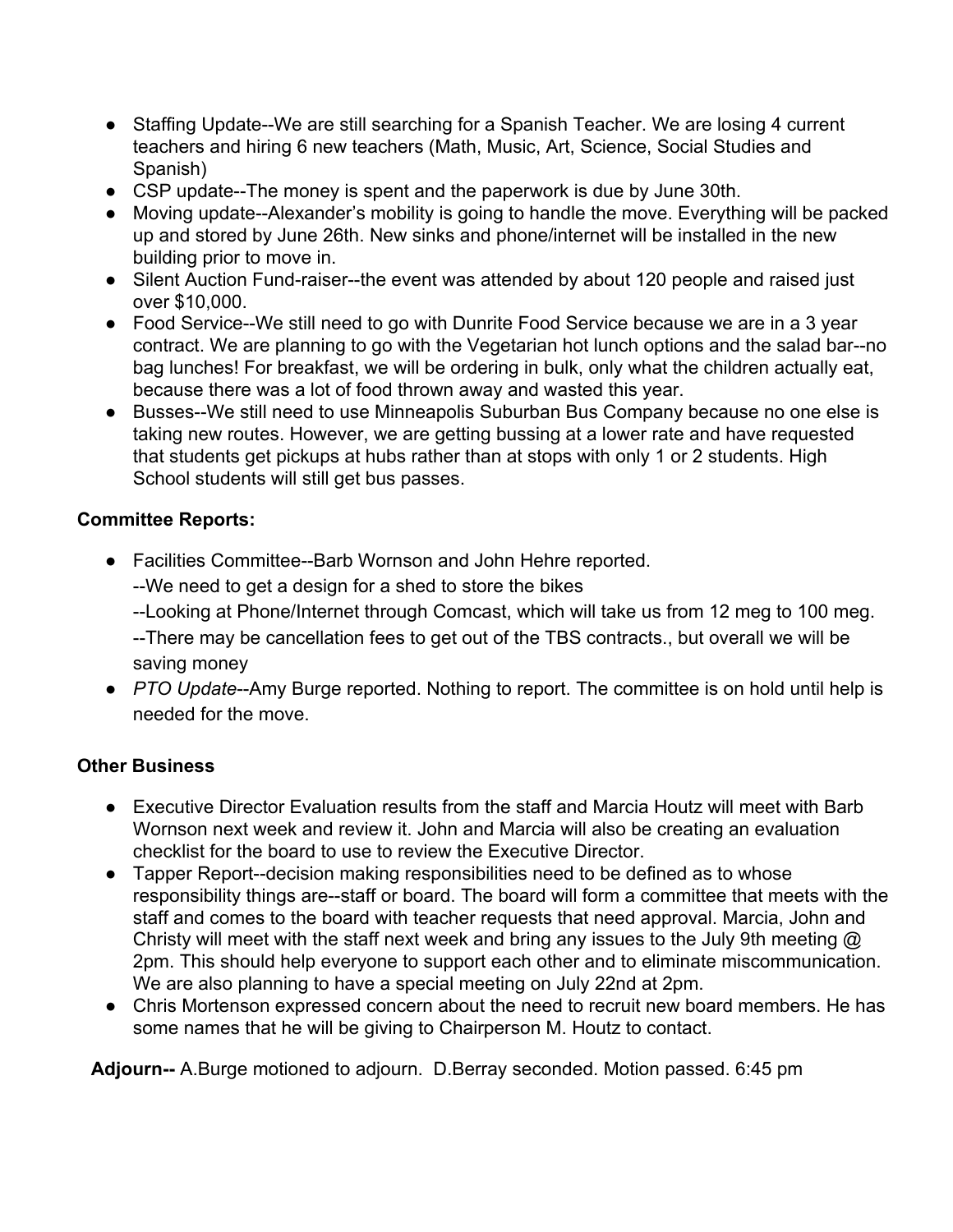- Staffing Update--We are still searching for a Spanish Teacher. We are losing 4 current teachers and hiring 6 new teachers (Math, Music, Art, Science, Social Studies and Spanish)
- CSP update--The money is spent and the paperwork is due by June 30th.
- Moving update--Alexander's mobility is going to handle the move. Everything will be packed up and stored by June 26th. New sinks and phone/internet will be installed in the new building prior to move in.
- Silent Auction Fund-raiser--the event was attended by about 120 people and raised just over $10,000.
- Food Service--We still need to go with Dunrite Food Service because we are in a 3 year contract. We are planning to go with the Vegetarian hot lunch options and the salad bar--no bag lunches! For breakfast, we will be ordering in bulk, only what the children actually eat, because there was a lot of food thrown away and wasted this year.
- Busses--We still need to use Minneapolis Suburban Bus Company because no one else is taking new routes. However, we are getting bussing at a lower rate and have requested that students get pickups at hubs rather than at stops with only 1 or 2 students. High School students will still get bus passes.

**Committee Reports:**

- Facilities Committee--Barb Wornson and John Hehre reported.
  --We need to get a design for a shed to store the bikes
  --Looking at Phone/Internet through Comcast, which will take us from 12 meg to 100 meg.
  --There may be cancellation fees to get out of the TBS contracts., but overall we will be saving money
- *PTO Update*--Amy Burge reported. Nothing to report. The committee is on hold until help is needed for the move.

**Other Business**

- Executive Director Evaluation results from the staff and Marcia Houtz will meet with Barb Wornson next week and review it. John and Marcia will also be creating an evaluation checklist for the board to use to review the Executive Director.
- Tapper Report--decision making responsibilities need to be defined as to whose responsibility things are--staff or board. The board will form a committee that meets with the staff and comes to the board with teacher requests that need approval. Marcia, John and Christy will meet with the staff next week and bring any issues to the July 9th meeting @ 2pm. This should help everyone to support each other and to eliminate miscommunication. We are also planning to have a special meeting on July 22nd at 2pm.
- Chris Mortenson expressed concern about the need to recruit new board members. He has some names that he will be giving to Chairperson M. Houtz to contact.

**Adjourn--** A.Burge motioned to adjourn. D.Berray seconded. Motion passed. 6:45 pm